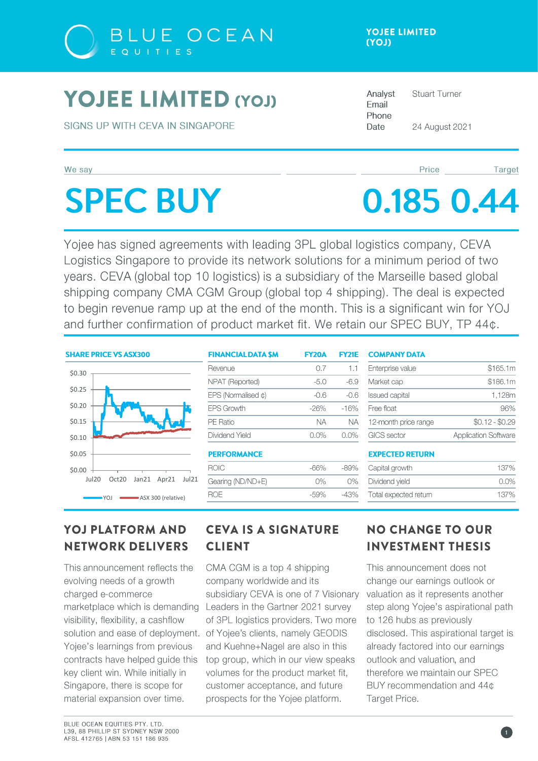# YOJEE LIMITED (YOJ)

SIGNS UP WITH CEVA IN SINGAPORE

| | |
|---|---|
| Analyst | Stuart Turner |
| Email | |
| Phone | |
| Date | 24 August 2021 |

| We say | Price | Target |
|---|---|---|
| **SPEC BUY** | **0.185** | **0.44** |

Yojee has signed agreements with leading 3PL global logistics company, CEVA Logistics Singapore to provide its network solutions for a minimum period of two years. CEVA (global top 10 logistics) is a subsidiary of the Marseille based global shipping company CMA CGM Group (global top 4 shipping). The deal is expected to begin revenue ramp up at the end of the month. This is a significant win for YOJ and further confirmation of product market fit. We retain our SPEC BUY, TP 44¢.

**SHARE PRICE VS ASX300**

| FINANCIAL DATA $M | FY20A | FY21E |
|---|---|---|
| Revenue | 0.7 | 1.1 |
| NPAT (Reported) | -5.0 | -6.9 |
| EPS (Normalised ¢) | -0.6 | -0.6 |
| EPS Growth | -26% | -16% |
| PE Ratio | NA | NA |
| Dividend Yield | 0.0% | 0.0% |
| **PERFORMANCE** | | |
| ROIC | -66% | -89% |
| Gearing (ND/ND+E) | 0% | 0% |
| ROE | -59% | -43% |

| COMPANY DATA | |
|---|---|
| Enterprise value | $165.1m |
| Market cap | $186.1m |
| Issued capital | 1,128m |
| Free float | 96% |
| 12-month price range | $0.12 - $0.29 |
| GICS sector | Application Software |
| **EXPECTED RETURN** | |
| Capital growth | 137% |
| Dividend yield | 0.0% |
| Total expected return | 137% |

## YOJ PLATFORM AND NETWORK DELIVERS

This announcement reflects the evolving needs of a growth charged e-commerce marketplace which is demanding visibility, flexibility, a cashflow solution and ease of deployment. Yojee's learnings from previous contracts have helped guide this key client win. While initially in Singapore, there is scope for material expansion over time.

## CEVA IS A SIGNATURE CLIENT

CMA CGM is a top 4 shipping company worldwide and its subsidiary CEVA is one of 7 Visionary Leaders in the Gartner 2021 survey of 3PL logistics providers. Two more of Yojee's clients, namely GEODIS and Kuehne+Nagel are also in this top group, which in our view speaks volumes for the product market fit, customer acceptance, and future prospects for the Yojee platform.

## NO CHANGE TO OUR INVESTMENT THESIS

This announcement does not change our earnings outlook or valuation as it represents another step along Yojee's aspirational path to 126 hubs as previously disclosed. This aspirational target is already factored into our earnings outlook and valuation, and therefore we maintain our SPEC BUY recommendation and 44¢ Target Price.

BLUE OCEAN EQUITIES PTY. LTD.
L39, 88 PHILLIP ST SYDNEY NSW 2000
AFSL 412765 | ABN 53 151 186 935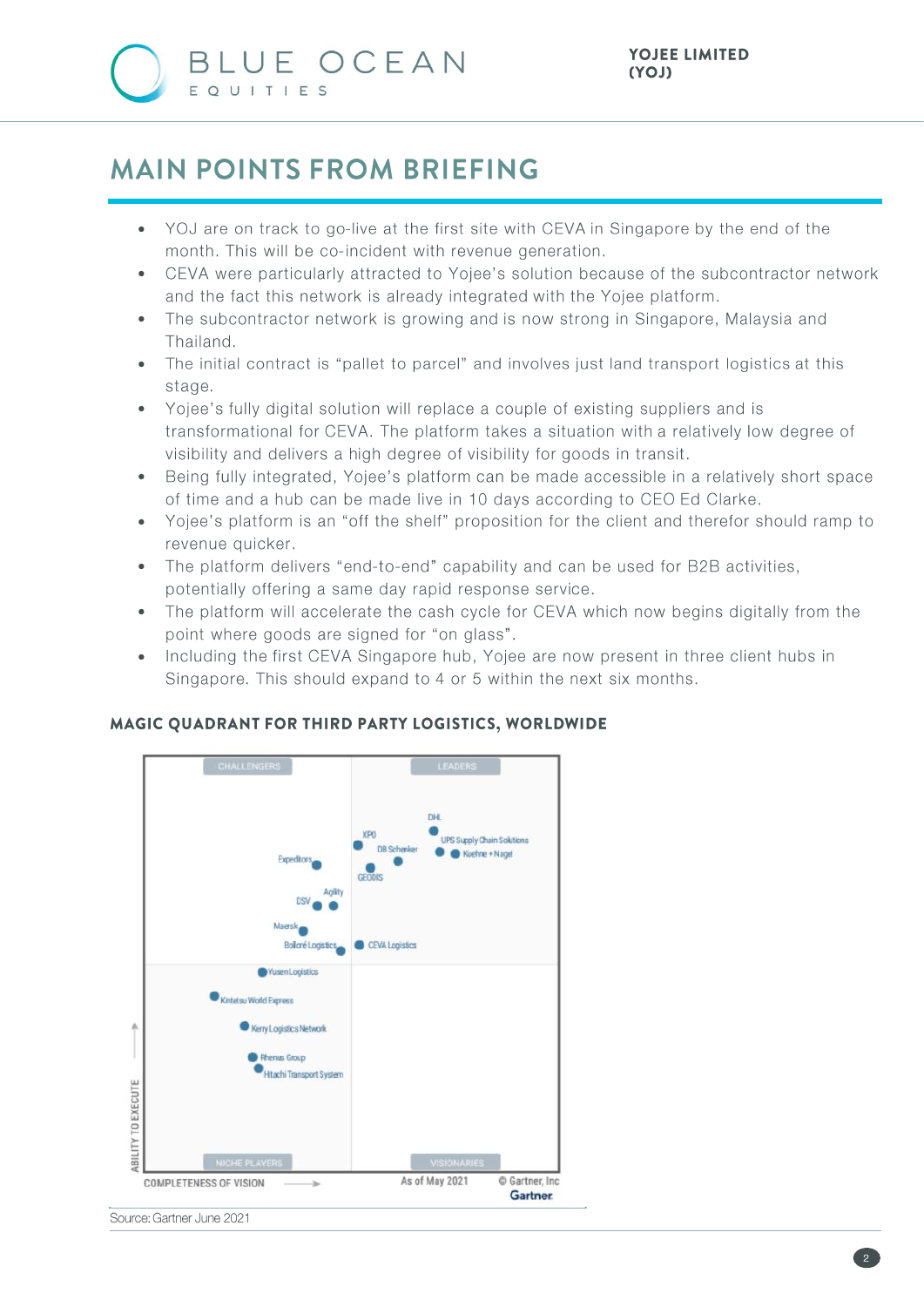# MAIN POINTS FROM BRIEFING

- YOJ are on track to go-live at the first site with CEVA in Singapore by the end of the month. This will be co-incident with revenue generation.
- CEVA were particularly attracted to Yojee's solution because of the subcontractor network and the fact this network is already integrated with the Yojee platform.
- The subcontractor network is growing and is now strong in Singapore, Malaysia and Thailand.
- The initial contract is "pallet to parcel" and involves just land transport logistics at this stage.
- Yojee's fully digital solution will replace a couple of existing suppliers and is transformational for CEVA. The platform takes a situation with a relatively low degree of visibility and delivers a high degree of visibility for goods in transit.
- Being fully integrated, Yojee's platform can be made accessible in a relatively short space of time and a hub can be made live in 10 days according to CEO Ed Clarke.
- Yojee's platform is an "off the shelf" proposition for the client and therefor should ramp to revenue quicker.
- The platform delivers "end-to-end" capability and can be used for B2B activities, potentially offering a same day rapid response service.
- The platform will accelerate the cash cycle for CEVA which now begins digitally from the point where goods are signed for "on glass".
- Including the first CEVA Singapore hub, Yojee are now present in three client hubs in Singapore. This should expand to 4 or 5 within the next six months.

### MAGIC QUADRANT FOR THIRD PARTY LOGISTICS, WORLDWIDE

CHALLENGERS | LEADERS | NICHE PLAYERS | VISIONARIES

DHL, XPO, DB Schenker, UPS Supply Chain Solutions, Kuehne + Nagel, GEODIS, Expeditors, Agility, DSV, Maersk, Bolloré Logistics, CEVA Logistics, Yusen Logistics, Kintetsu World Express, Kerry Logistics Network, Rhenus Group, Hitachi Transport System

ABILITY TO EXECUTE → | COMPLETENESS OF VISION → | As of May 2021 | © Gartner, Inc | Gartner

Source: Gartner June 2021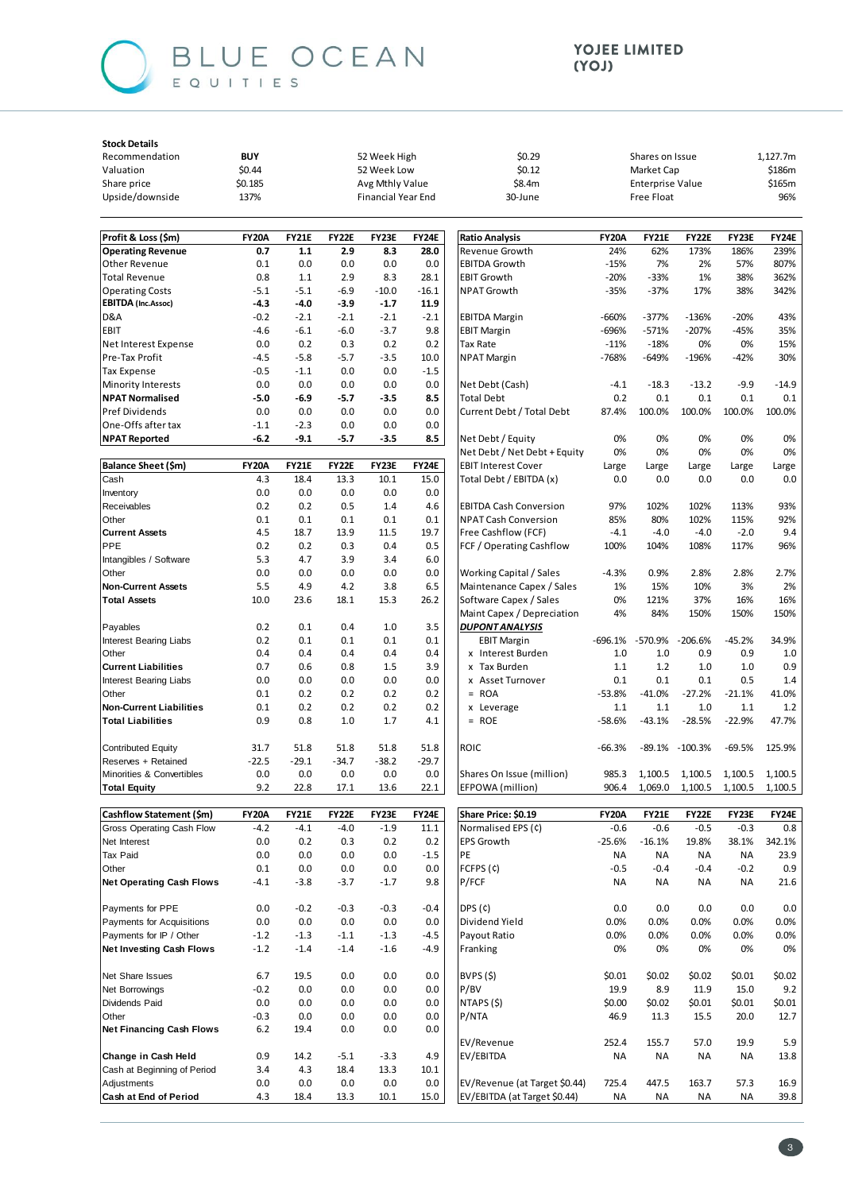# YOJEE LIMITED (YOJ)

**Stock Details**

| | | | | | |
|---|---|---|---|---|---|
| Recommendation | BUY | 52 Week High | $0.29 | Shares on Issue | 1,127.7m |
| Valuation | $0.44 | 52 Week Low | $0.12 | Market Cap | $186m |
| Share price | $0.185 | Avg Mthly Value | $8.4m | Enterprise Value | $165m |
| Upside/downside | 137% | Financial Year End | 30-June | Free Float | 96% |

| Profit & Loss ($m) | FY20A | FY21E | FY22E | FY23E | FY24E |
|---|---|---|---|---|---|
| **Operating Revenue** | **0.7** | **1.1** | **2.9** | **8.3** | **28.0** |
| Other Revenue | 0.1 | 0.0 | 0.0 | 0.0 | 0.0 |
| Total Revenue | 0.8 | 1.1 | 2.9 | 8.3 | 28.1 |
| Operating Costs | -5.1 | -5.1 | -6.9 | -10.0 | -16.1 |
| **EBITDA (Inc.Assoc)** | **-4.3** | **-4.0** | **-3.9** | **-1.7** | **11.9** |
| D&A | -0.2 | -2.1 | -2.1 | -2.1 | -2.1 |
| EBIT | -4.6 | -6.1 | -6.0 | -3.7 | 9.8 |
| Net Interest Expense | 0.0 | 0.2 | 0.3 | 0.2 | 0.2 |
| Pre-Tax Profit | -4.5 | -5.8 | -5.7 | -3.5 | 10.0 |
| Tax Expense | -0.5 | -1.1 | 0.0 | 0.0 | -1.5 |
| Minority Interests | 0.0 | 0.0 | 0.0 | 0.0 | 0.0 |
| **NPAT Normalised** | **-5.0** | **-6.9** | **-5.7** | **-3.5** | **8.5** |
| Pref Dividends | 0.0 | 0.0 | 0.0 | 0.0 | 0.0 |
| One-Offs after tax | -1.1 | -2.3 | 0.0 | 0.0 | 0.0 |
| **NPAT Reported** | **-6.2** | **-9.1** | **-5.7** | **-3.5** | **8.5** |

| Balance Sheet ($m) | FY20A | FY21E | FY22E | FY23E | FY24E |
|---|---|---|---|---|---|
| Cash | 4.3 | 18.4 | 13.3 | 10.1 | 15.0 |
| Inventory | 0.0 | 0.0 | 0.0 | 0.0 | 0.0 |
| Receivables | 0.2 | 0.2 | 0.5 | 1.4 | 4.6 |
| Other | 0.1 | 0.1 | 0.1 | 0.1 | 0.1 |
| **Current Assets** | **4.5** | **18.7** | **13.9** | **11.5** | **19.7** |
| PPE | 0.2 | 0.2 | 0.3 | 0.4 | 0.5 |
| Intangibles / Software | 5.3 | 4.7 | 3.9 | 3.4 | 6.0 |
| Other | 0.0 | 0.0 | 0.0 | 0.0 | 0.0 |
| **Non-Current Assets** | **5.5** | **4.9** | **4.2** | **3.8** | **6.5** |
| **Total Assets** | **10.0** | **23.6** | **18.1** | **15.3** | **26.2** |
| Payables | 0.2 | 0.1 | 0.4 | 1.0 | 3.5 |
| Interest Bearing Liabs | 0.2 | 0.1 | 0.1 | 0.1 | 0.1 |
| Other | 0.4 | 0.4 | 0.4 | 0.4 | 0.4 |
| **Current Liabilities** | **0.7** | **0.6** | **0.8** | **1.5** | **3.9** |
| Interest Bearing Liabs | 0.0 | 0.0 | 0.0 | 0.0 | 0.0 |
| Other | 0.1 | 0.2 | 0.2 | 0.2 | 0.2 |
| **Non-Current Liabilities** | **0.1** | **0.2** | **0.2** | **0.2** | **0.2** |
| **Total Liabilities** | **0.9** | **0.8** | **1.0** | **1.7** | **4.1** |
| Contributed Equity | 31.7 | 51.8 | 51.8 | 51.8 | 51.8 |
| Reserves + Retained | -22.5 | -29.1 | -34.7 | -38.2 | -29.7 |
| Minorities & Convertibles | 0.0 | 0.0 | 0.0 | 0.0 | 0.0 |
| **Total Equity** | **9.2** | **22.8** | **17.1** | **13.6** | **22.1** |

| Cashflow Statement ($m) | FY20A | FY21E | FY22E | FY23E | FY24E |
|---|---|---|---|---|---|
| Gross Operating Cash Flow | -4.2 | -4.1 | -4.0 | -1.9 | 11.1 |
| Net Interest | 0.0 | 0.2 | 0.3 | 0.2 | 0.2 |
| Tax Paid | 0.0 | 0.0 | 0.0 | 0.0 | -1.5 |
| Other | 0.1 | 0.0 | 0.0 | 0.0 | 0.0 |
| **Net Operating Cash Flows** | **-4.1** | **-3.8** | **-3.7** | **-1.7** | **9.8** |
| Payments for PPE | 0.0 | -0.2 | -0.3 | -0.3 | -0.4 |
| Payments for Acquisitions | 0.0 | 0.0 | 0.0 | 0.0 | 0.0 |
| Payments for IP / Other | -1.2 | -1.3 | -1.1 | -1.3 | -4.5 |
| **Net Investing Cash Flows** | **-1.2** | **-1.4** | **-1.4** | **-1.6** | **-4.9** |
| Net Share Issues | 6.7 | 19.5 | 0.0 | 0.0 | 0.0 |
| Net Borrowings | -0.2 | 0.0 | 0.0 | 0.0 | 0.0 |
| Dividends Paid | 0.0 | 0.0 | 0.0 | 0.0 | 0.0 |
| Other | -0.3 | 0.0 | 0.0 | 0.0 | 0.0 |
| **Net Financing Cash Flows** | **6.2** | **19.4** | **0.0** | **0.0** | **0.0** |
| **Change in Cash Held** | **0.9** | **14.2** | **-5.1** | **-3.3** | **4.9** |
| Cash at Beginning of Period | 3.4 | 4.3 | 18.4 | 13.3 | 10.1 |
| Adjustments | 0.0 | 0.0 | 0.0 | 0.0 | 0.0 |
| **Cash at End of Period** | **4.3** | **18.4** | **13.3** | **10.1** | **15.0** |

| Ratio Analysis | FY20A | FY21E | FY22E | FY23E | FY24E |
|---|---|---|---|---|---|
| Revenue Growth | 24% | 62% | 173% | 186% | 239% |
| EBITDA Growth | -15% | 7% | 2% | 57% | 807% |
| EBIT Growth | -20% | -33% | 1% | 38% | 362% |
| NPAT Growth | -35% | -37% | 17% | 38% | 342% |
| EBITDA Margin | -660% | -377% | -136% | -20% | 43% |
| EBIT Margin | -696% | -571% | -207% | -45% | 35% |
| Tax Rate | -11% | -18% | 0% | 0% | 15% |
| NPAT Margin | -768% | -649% | -196% | -42% | 30% |
| Net Debt (Cash) | -4.1 | -18.3 | -13.2 | -9.9 | -14.9 |
| Total Debt | 0.2 | 0.1 | 0.1 | 0.1 | 0.1 |
| Current Debt / Total Debt | 87.4% | 100.0% | 100.0% | 100.0% | 100.0% |
| Net Debt / Equity | 0% | 0% | 0% | 0% | 0% |
| Net Debt / Net Debt + Equity | 0% | 0% | 0% | 0% | 0% |
| EBIT Interest Cover | Large | Large | Large | Large | Large |
| Total Debt / EBITDA (x) | 0.0 | 0.0 | 0.0 | 0.0 | 0.0 |
| EBITDA Cash Conversion | 97% | 102% | 102% | 113% | 93% |
| NPAT Cash Conversion | 85% | 80% | 102% | 115% | 92% |
| Free Cashflow (FCF) | -4.1 | -4.0 | -4.0 | -2.0 | 9.4 |
| FCF / Operating Cashflow | 100% | 104% | 108% | 117% | 96% |
| Working Capital / Sales | -4.3% | 0.9% | 2.8% | 2.8% | 2.7% |
| Maintenance Capex / Sales | 1% | 15% | 10% | 3% | 2% |
| Software Capex / Sales | 0% | 121% | 37% | 16% | 16% |
| Maint Capex / Depreciation | 4% | 84% | 150% | 150% | 150% |
| ***DUPONT ANALYSIS*** | | | | | |
| EBIT Margin | -696.1% | -570.9% | -206.6% | -45.2% | 34.9% |
| x Interest Burden | 1.0 | 1.0 | 0.9 | 0.9 | 1.0 |
| x Tax Burden | 1.1 | 1.2 | 1.0 | 1.0 | 0.9 |
| x Asset Turnover | 0.1 | 0.1 | 0.1 | 0.5 | 1.4 |
| = ROA | -53.8% | -41.0% | -27.2% | -21.1% | 41.0% |
| x Leverage | 1.1 | 1.1 | 1.0 | 1.1 | 1.2 |
| = ROE | -58.6% | -43.1% | -28.5% | -22.9% | 47.7% |
| ROIC | -66.3% | -89.1% | -100.3% | -69.5% | 125.9% |
| Shares On Issue (million) | 985.3 | 1,100.5 | 1,100.5 | 1,100.5 | 1,100.5 |
| EFPOWA (million) | 906.4 | 1,069.0 | 1,100.5 | 1,100.5 | 1,100.5 |

| Share Price: $0.19 | FY20A | FY21E | FY22E | FY23E | FY24E |
|---|---|---|---|---|---|
| Normalised EPS (¢) | -0.6 | -0.6 | -0.5 | -0.3 | 0.8 |
| EPS Growth | -25.6% | -16.1% | 19.8% | 38.1% | 342.1% |
| PE | NA | NA | NA | NA | 23.9 |
| FCFPS (¢) | -0.5 | -0.4 | -0.4 | -0.2 | 0.9 |
| P/FCF | NA | NA | NA | NA | 21.6 |
| DPS (¢) | 0.0 | 0.0 | 0.0 | 0.0 | 0.0 |
| Dividend Yield | 0.0% | 0.0% | 0.0% | 0.0% | 0.0% |
| Payout Ratio | 0.0% | 0.0% | 0.0% | 0.0% | 0.0% |
| Franking | 0% | 0% | 0% | 0% | 0% |
| BVPS ($) | $0.01 | $0.02 | $0.02 | $0.01 | $0.02 |
| P/BV | 19.9 | 8.9 | 11.9 | 15.0 | 9.2 |
| NTAPS ($) | $0.00 | $0.02 | $0.01 | $0.01 | $0.01 |
| P/NTA | 46.9 | 11.3 | 15.5 | 20.0 | 12.7 |
| EV/Revenue | 252.4 | 155.7 | 57.0 | 19.9 | 5.9 |
| EV/EBITDA | NA | NA | NA | NA | 13.8 |
| EV/Revenue (at Target $0.44) | 725.4 | 447.5 | 163.7 | 57.3 | 16.9 |
| EV/EBITDA (at Target $0.44) | NA | NA | NA | NA | 39.8 |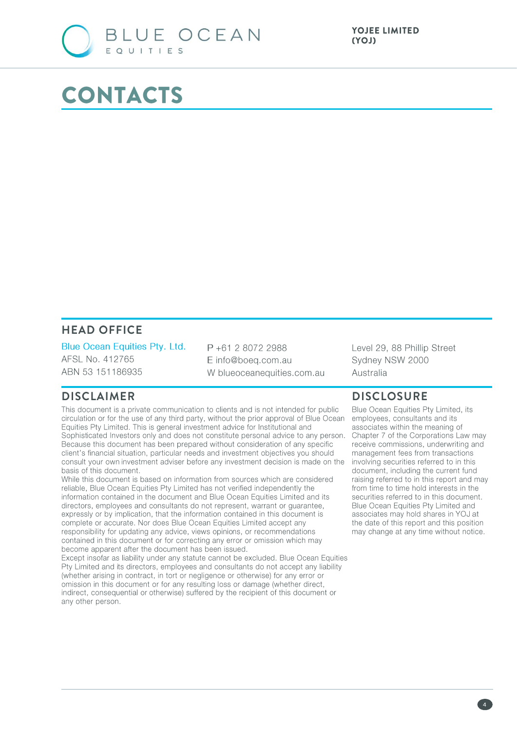# CONTACTS

## HEAD OFFICE

Blue Ocean Equities Pty. Ltd.
AFSL No. 412765
ABN 53 151186935

P +61 2 8072 2988
E info@boeq.com.au
W blueoceanequities.com.au

Level 29, 88 Phillip Street
Sydney NSW 2000
Australia

## DISCLAIMER

This document is a private communication to clients and is not intended for public circulation or for the use of any third party, without the prior approval of Blue Ocean Equities Pty Limited. This is general investment advice for Institutional and Sophisticated Investors only and does not constitute personal advice to any person. Because this document has been prepared without consideration of any specific client's financial situation, particular needs and investment objectives you should consult your own investment adviser before any investment decision is made on the basis of this document.

While this document is based on information from sources which are considered reliable, Blue Ocean Equities Pty Limited has not verified independently the information contained in the document and Blue Ocean Equities Limited and its directors, employees and consultants do not represent, warrant or guarantee, expressly or by implication, that the information contained in this document is complete or accurate. Nor does Blue Ocean Equities Limited accept any responsibility for updating any advice, views opinions, or recommendations contained in this document or for correcting any error or omission which may become apparent after the document has been issued.

Except insofar as liability under any statute cannot be excluded. Blue Ocean Equities Pty Limited and its directors, employees and consultants do not accept any liability (whether arising in contract, in tort or negligence or otherwise) for any error or omission in this document or for any resulting loss or damage (whether direct, indirect, consequential or otherwise) suffered by the recipient of this document or any other person.

## DISCLOSURE

Blue Ocean Equities Pty Limited, its employees, consultants and its associates within the meaning of Chapter 7 of the Corporations Law may receive commissions, underwriting and management fees from transactions involving securities referred to in this document, including the current fund raising referred to in this report and may from time to time hold interests in the securities referred to in this document. Blue Ocean Equities Pty Limited and associates may hold shares in YOJ at the date of this report and this position may change at any time without notice.